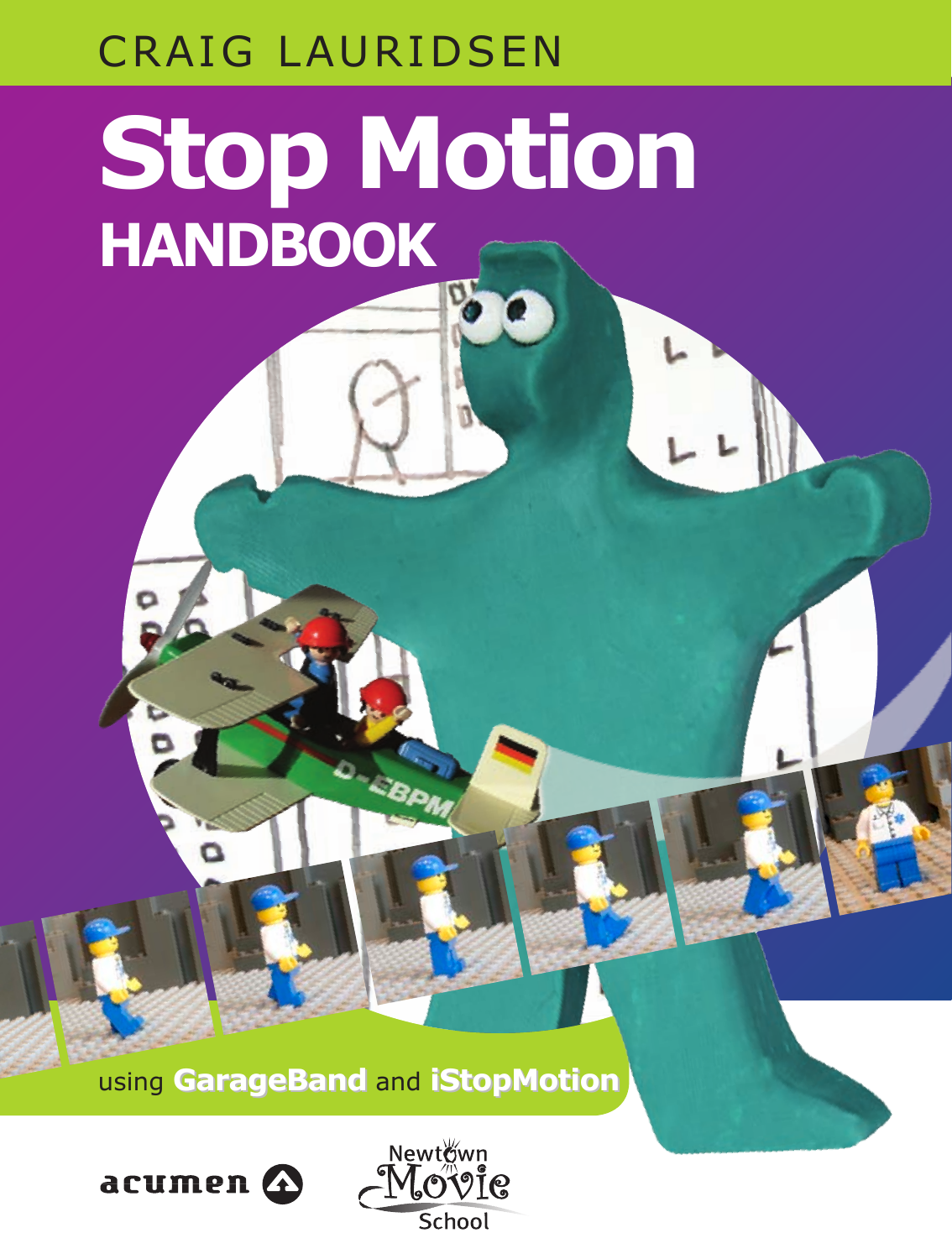CRAIG LAURIDSEN

# Stop Motion HANDBOOK

using **GarageBand** and **iStopMotion**

acumen

Newtown Movie School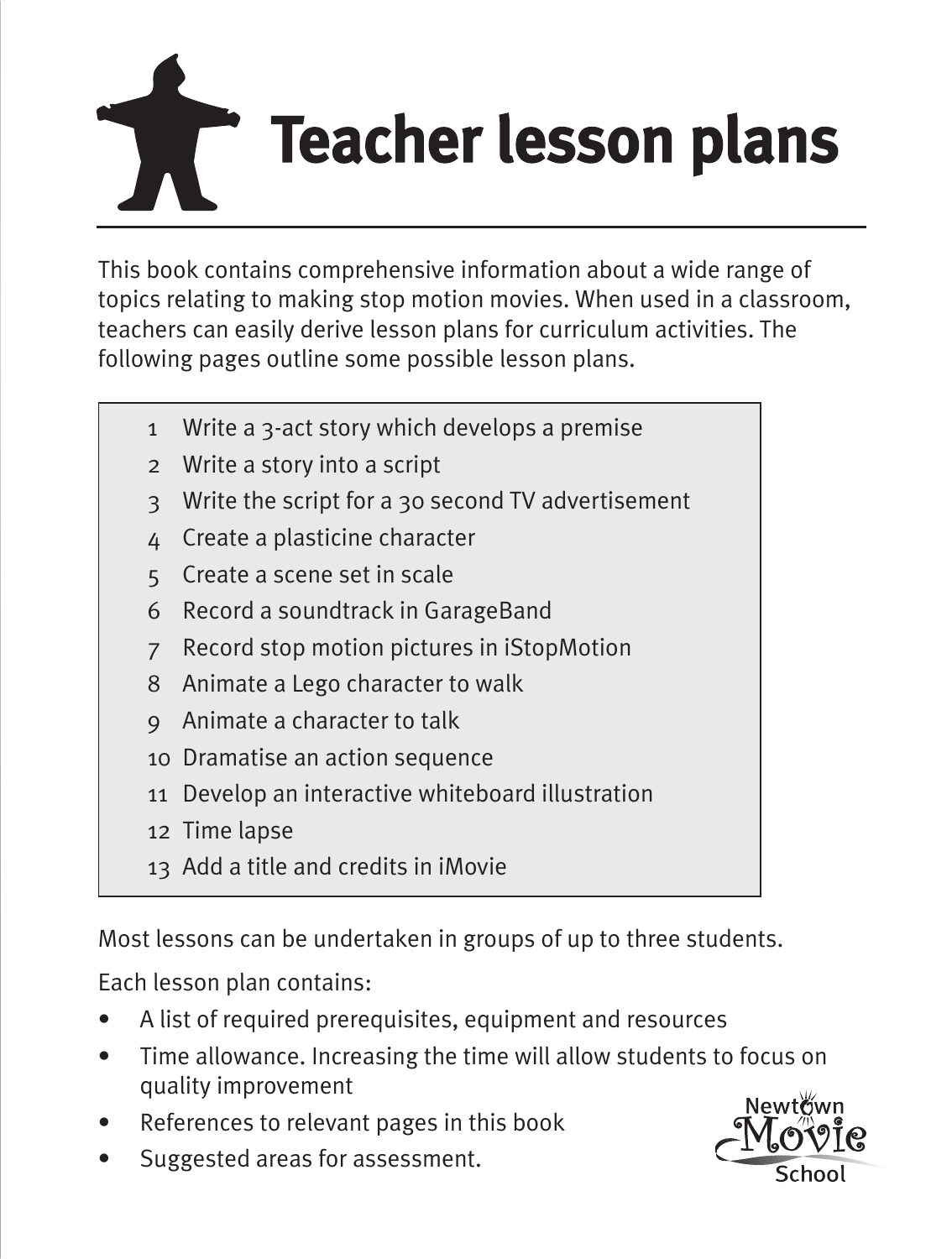# Teacher lesson plans

This book contains comprehensive information about a wide range of topics relating to making stop motion movies. When used in a classroom, teachers can easily derive lesson plans for curriculum activities. The following pages outline some possible lesson plans.

1. Write a 3-act story which develops a premise
2. Write a story into a script
3. Write the script for a 30 second TV advertisement
4. Create a plasticine character
5. Create a scene set in scale
6. Record a soundtrack in GarageBand
7. Record stop motion pictures in iStopMotion
8. Animate a Lego character to walk
9. Animate a character to talk
10. Dramatise an action sequence
11. Develop an interactive whiteboard illustration
12. Time lapse
13. Add a title and credits in iMovie

Most lessons can be undertaken in groups of up to three students.

Each lesson plan contains:

- A list of required prerequisites, equipment and resources
- Time allowance. Increasing the time will allow students to focus on quality improvement
- References to relevant pages in this book
- Suggested areas for assessment.

Newtown Movie School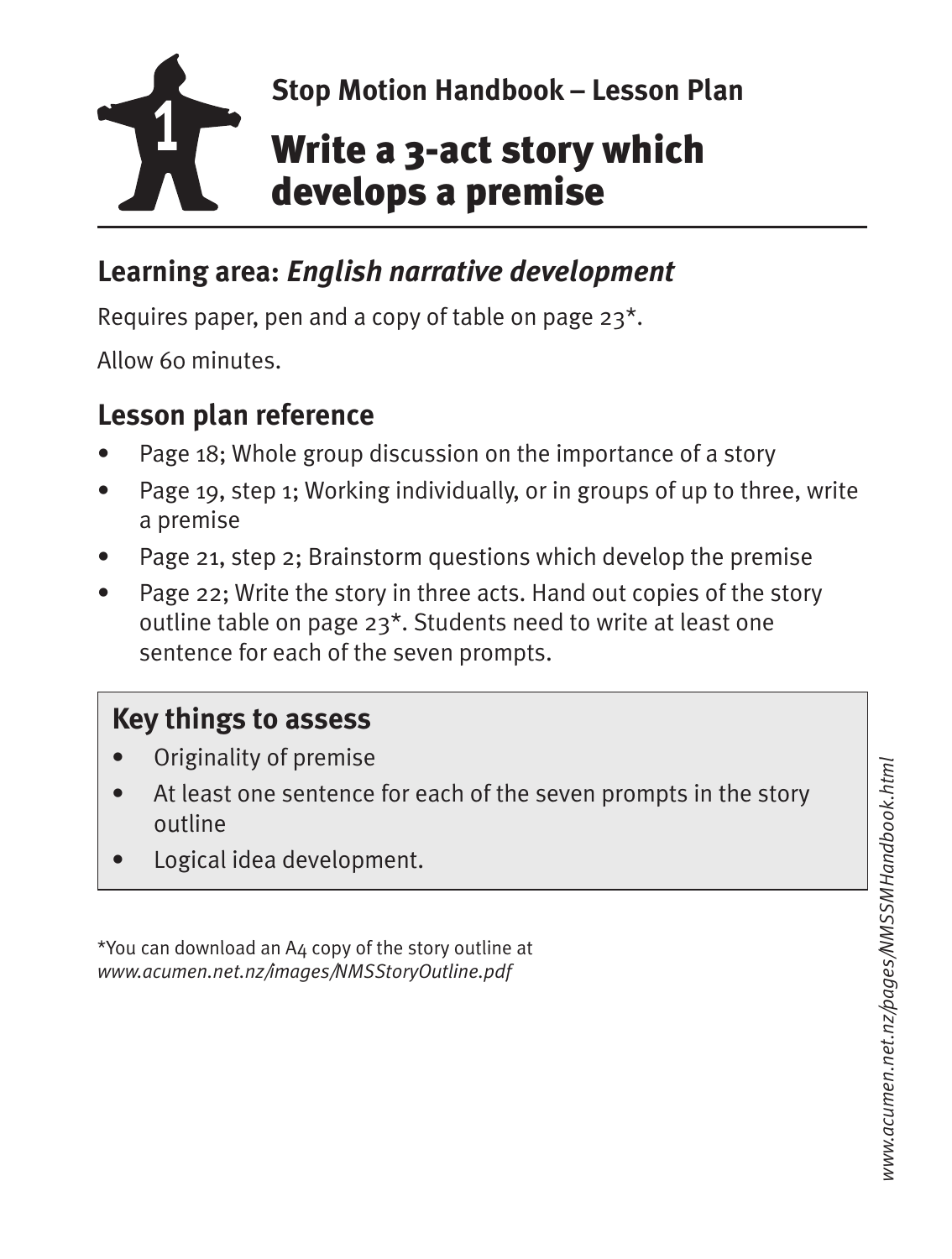**Stop Motion Handbook – Lesson Plan**

# 1 Write a 3-act story which develops a premise

## Learning area: *English narrative development*

Requires paper, pen and a copy of table on page 23*.

Allow 60 minutes.

## Lesson plan reference

- Page 18; Whole group discussion on the importance of a story
- Page 19, step 1; Working individually, or in groups of up to three, write a premise
- Page 21, step 2; Brainstorm questions which develop the premise
- Page 22; Write the story in three acts. Hand out copies of the story outline table on page 23*. Students need to write at least one sentence for each of the seven prompts.

## Key things to assess

- Originality of premise
- At least one sentence for each of the seven prompts in the story outline
- Logical idea development.

*You can download an A4 copy of the story outline at *www.acumen.net.nz/images/NMSStoryOutline.pdf*

*www.acumen.net.nz/pages/NMSSMHandbook.html*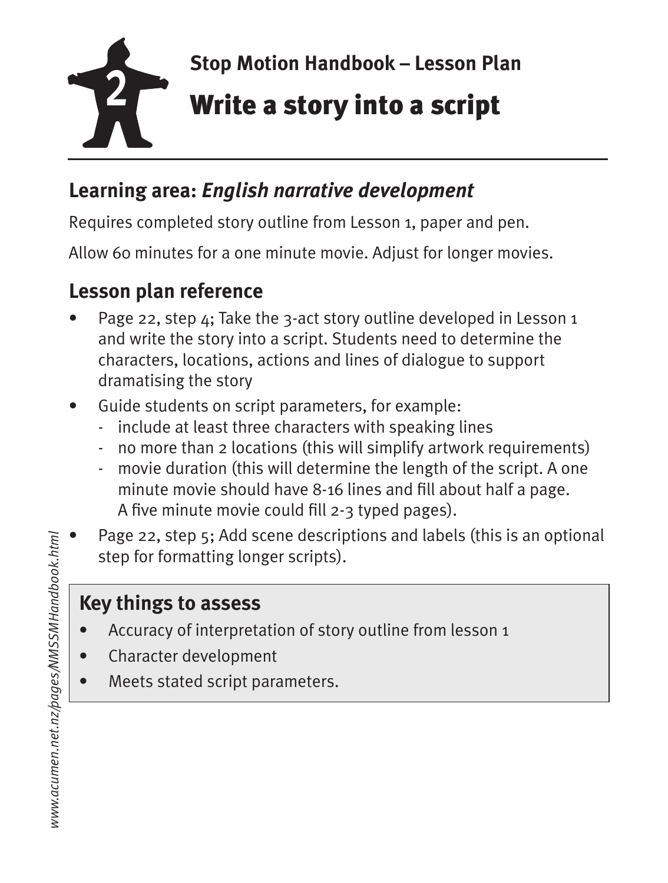**Stop Motion Handbook – Lesson Plan**

# Write a story into a script

## Learning area: *English narrative development*

Requires completed story outline from Lesson 1, paper and pen.

Allow 60 minutes for a one minute movie. Adjust for longer movies.

## Lesson plan reference

- Page 22, step 4; Take the 3-act story outline developed in Lesson 1 and write the story into a script. Students need to determine the characters, locations, actions and lines of dialogue to support dramatising the story
- Guide students on script parameters, for example:
  - include at least three characters with speaking lines
  - no more than 2 locations (this will simplify artwork requirements)
  - movie duration (this will determine the length of the script. A one minute movie should have 8-16 lines and fill about half a page. A five minute movie could fill 2-3 typed pages).
- Page 22, step 5; Add scene descriptions and labels (this is an optional step for formatting longer scripts).

## Key things to assess

- Accuracy of interpretation of story outline from lesson 1
- Character development
- Meets stated script parameters.

*www.acumen.net.nz/pages/NMSSMHandbook.html*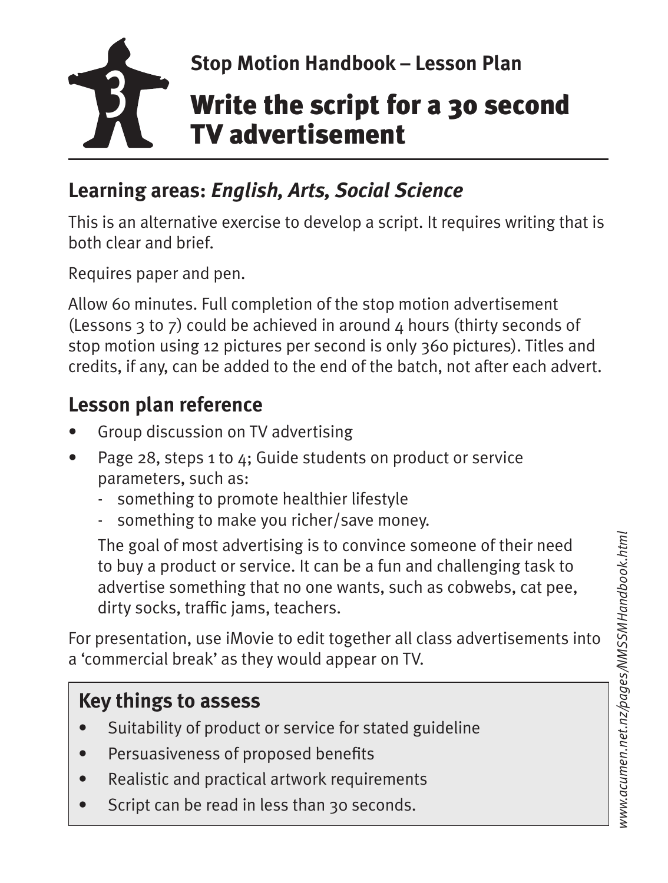Stop Motion Handbook – Lesson Plan

# 3 Write the script for a 30 second TV advertisement

## Learning areas: *English, Arts, Social Science*

This is an alternative exercise to develop a script. It requires writing that is both clear and brief.

Requires paper and pen.

Allow 60 minutes. Full completion of the stop motion advertisement (Lessons 3 to 7) could be achieved in around 4 hours (thirty seconds of stop motion using 12 pictures per second is only 360 pictures). Titles and credits, if any, can be added to the end of the batch, not after each advert.

## Lesson plan reference

- Group discussion on TV advertising
- Page 28, steps 1 to 4; Guide students on product or service parameters, such as:
  - something to promote healthier lifestyle
  - something to make you richer/save money.

  The goal of most advertising is to convince someone of their need to buy a product or service. It can be a fun and challenging task to advertise something that no one wants, such as cobwebs, cat pee, dirty socks, traffic jams, teachers.

For presentation, use iMovie to edit together all class advertisements into a 'commercial break' as they would appear on TV.

## Key things to assess

- Suitability of product or service for stated guideline
- Persuasiveness of proposed benefits
- Realistic and practical artwork requirements
- Script can be read in less than 30 seconds.

www.acumen.net.nz/pages/NMSSMHandbook.html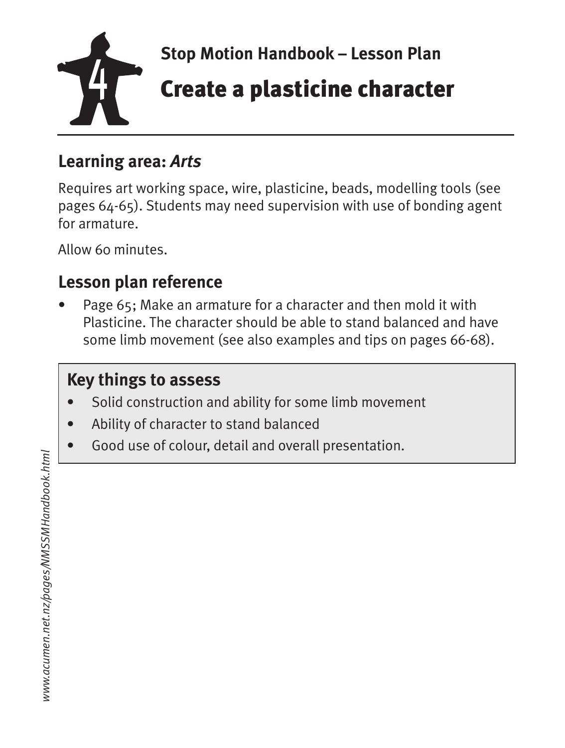Stop Motion Handbook – Lesson Plan

# 4 Create a plasticine character

## Learning area: *Arts*

Requires art working space, wire, plasticine, beads, modelling tools (see pages 64-65). Students may need supervision with use of bonding agent for armature.

Allow 60 minutes.

## Lesson plan reference

- Page 65; Make an armature for a character and then mold it with Plasticine. The character should be able to stand balanced and have some limb movement (see also examples and tips on pages 66-68).

## Key things to assess

- Solid construction and ability for some limb movement
- Ability of character to stand balanced
- Good use of colour, detail and overall presentation.

*www.acumen.net.nz/pages/NMSSMHandbook.html*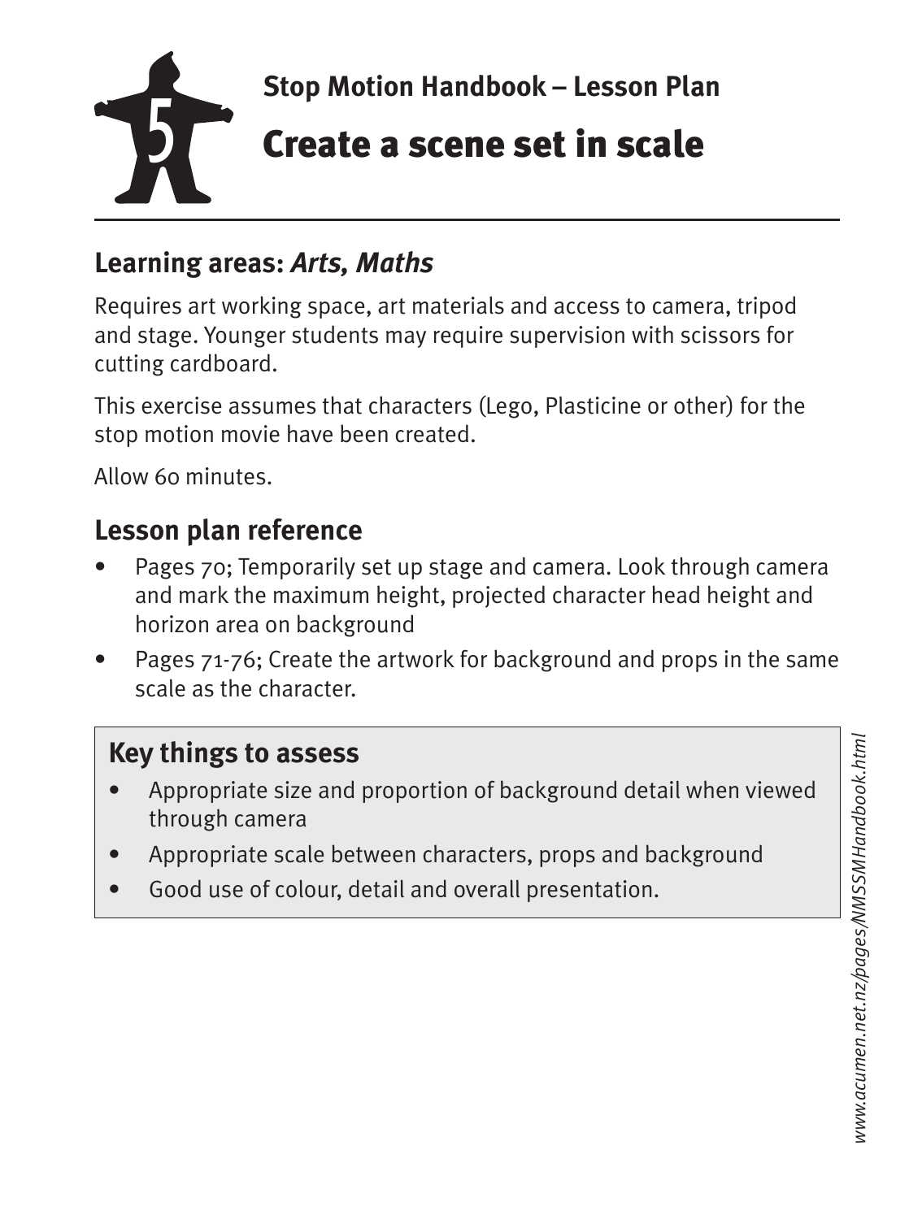# 5 Stop Motion Handbook – Lesson Plan

# Create a scene set in scale

## Learning areas: *Arts, Maths*

Requires art working space, art materials and access to camera, tripod and stage. Younger students may require supervision with scissors for cutting cardboard.

This exercise assumes that characters (Lego, Plasticine or other) for the stop motion movie have been created.

Allow 60 minutes.

## Lesson plan reference

- Pages 70; Temporarily set up stage and camera. Look through camera and mark the maximum height, projected character head height and horizon area on background
- Pages 71-76; Create the artwork for background and props in the same scale as the character.

## Key things to assess

- Appropriate size and proportion of background detail when viewed through camera
- Appropriate scale between characters, props and background
- Good use of colour, detail and overall presentation.

*www.acumen.net.nz/pages/NMSSMHandbook.html*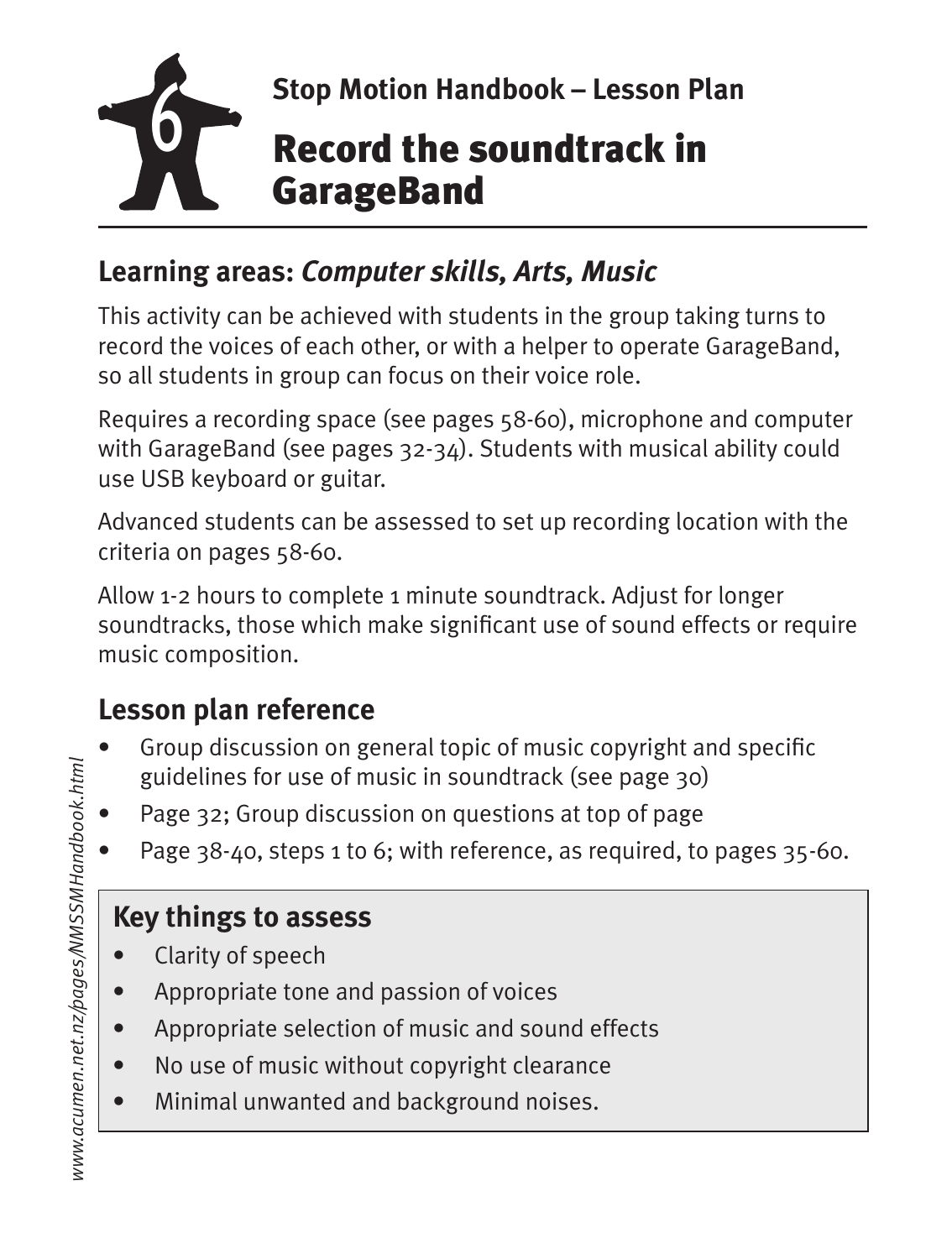# 6 Stop Motion Handbook – Lesson Plan

## Record the soundtrack in GarageBand

### Learning areas: *Computer skills, Arts, Music*

This activity can be achieved with students in the group taking turns to record the voices of each other, or with a helper to operate GarageBand, so all students in group can focus on their voice role.

Requires a recording space (see pages 58-60), microphone and computer with GarageBand (see pages 32-34). Students with musical ability could use USB keyboard or guitar.

Advanced students can be assessed to set up recording location with the criteria on pages 58-60.

Allow 1-2 hours to complete 1 minute soundtrack. Adjust for longer soundtracks, those which make significant use of sound effects or require music composition.

### Lesson plan reference

- Group discussion on general topic of music copyright and specific guidelines for use of music in soundtrack (see page 30)
- Page 32; Group discussion on questions at top of page
- Page 38-40, steps 1 to 6; with reference, as required, to pages 35-60.

### Key things to assess

- Clarity of speech
- Appropriate tone and passion of voices
- Appropriate selection of music and sound effects
- No use of music without copyright clearance
- Minimal unwanted and background noises.

*www.acumen.net.nz/pages/NMSSMHandbook.html*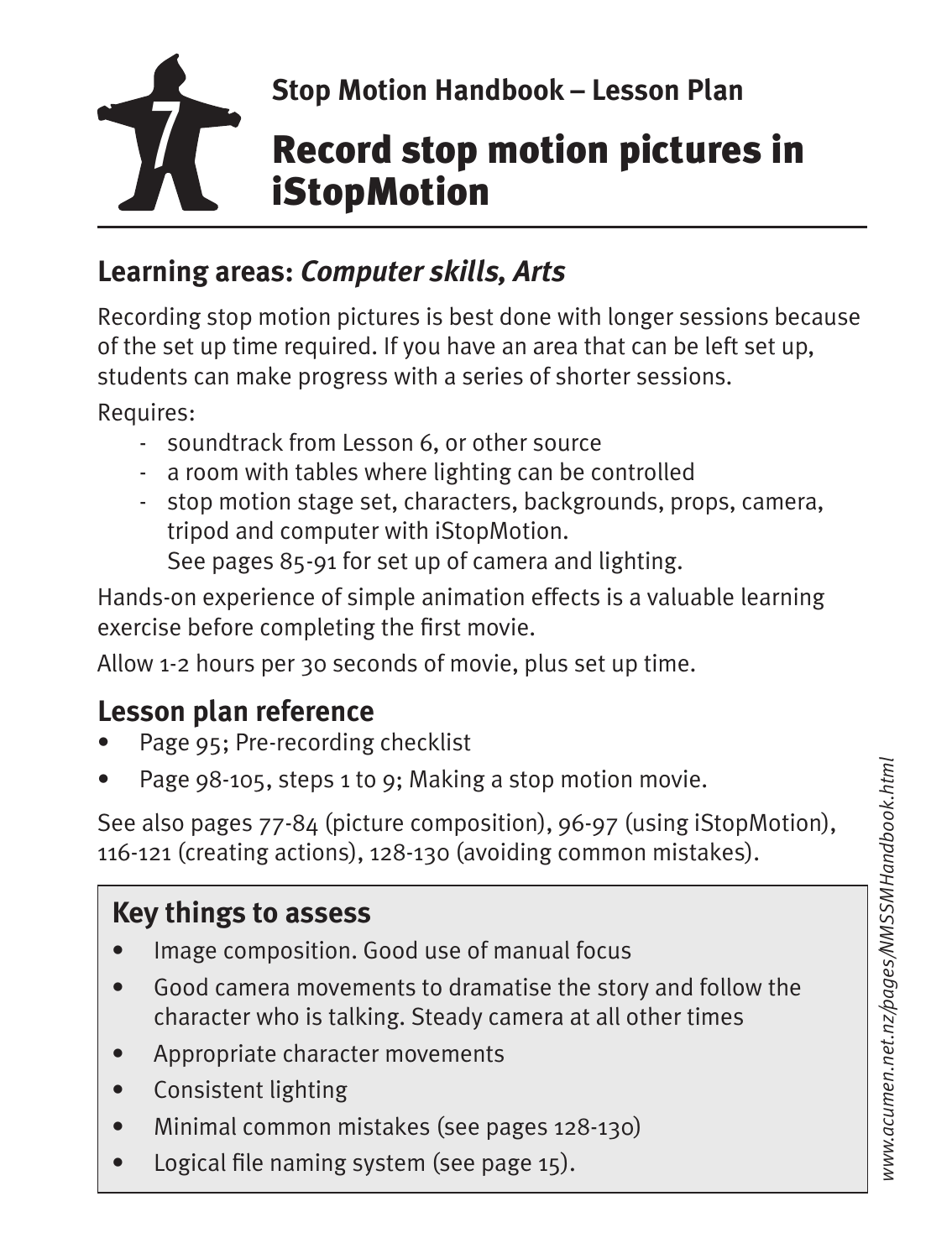# 7 Stop Motion Handbook – Lesson Plan

## Record stop motion pictures in iStopMotion

### Learning areas: *Computer skills, Arts*

Recording stop motion pictures is best done with longer sessions because of the set up time required. If you have an area that can be left set up, students can make progress with a series of shorter sessions.

Requires:

- soundtrack from Lesson 6, or other source
- a room with tables where lighting can be controlled
- stop motion stage set, characters, backgrounds, props, camera, tripod and computer with iStopMotion.
  See pages 85-91 for set up of camera and lighting.

Hands-on experience of simple animation effects is a valuable learning exercise before completing the first movie.

Allow 1-2 hours per 30 seconds of movie, plus set up time.

### Lesson plan reference

- Page 95; Pre-recording checklist
- Page 98-105, steps 1 to 9; Making a stop motion movie.

See also pages 77-84 (picture composition), 96-97 (using iStopMotion), 116-121 (creating actions), 128-130 (avoiding common mistakes).

### Key things to assess

- Image composition. Good use of manual focus
- Good camera movements to dramatise the story and follow the character who is talking. Steady camera at all other times
- Appropriate character movements
- Consistent lighting
- Minimal common mistakes (see pages 128-130)
- Logical file naming system (see page 15).

*www.acumen.net.nz/pages/NMSSMHandbook.html*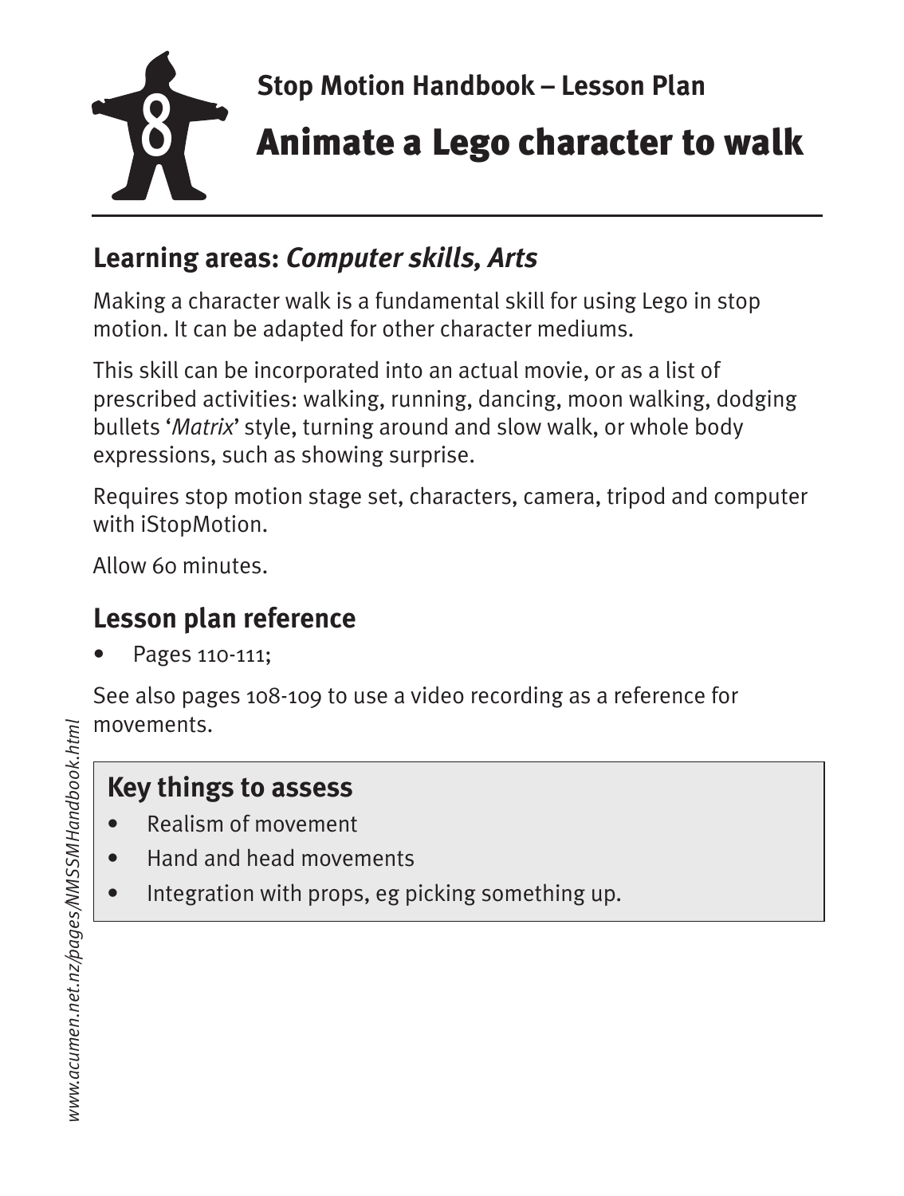Stop Motion Handbook – Lesson Plan

# 8 Animate a Lego character to walk

## Learning areas: *Computer skills, Arts*

Making a character walk is a fundamental skill for using Lego in stop motion. It can be adapted for other character mediums.

This skill can be incorporated into an actual movie, or as a list of prescribed activities: walking, running, dancing, moon walking, dodging bullets '*Matrix*' style, turning around and slow walk, or whole body expressions, such as showing surprise.

Requires stop motion stage set, characters, camera, tripod and computer with iStopMotion.

Allow 60 minutes.

## Lesson plan reference

- Pages 110-111;

See also pages 108-109 to use a video recording as a reference for movements.

### Key things to assess

- Realism of movement
- Hand and head movements
- Integration with props, eg picking something up.

*www.acumen.net.nz/pages/NMSSMHandbook.html*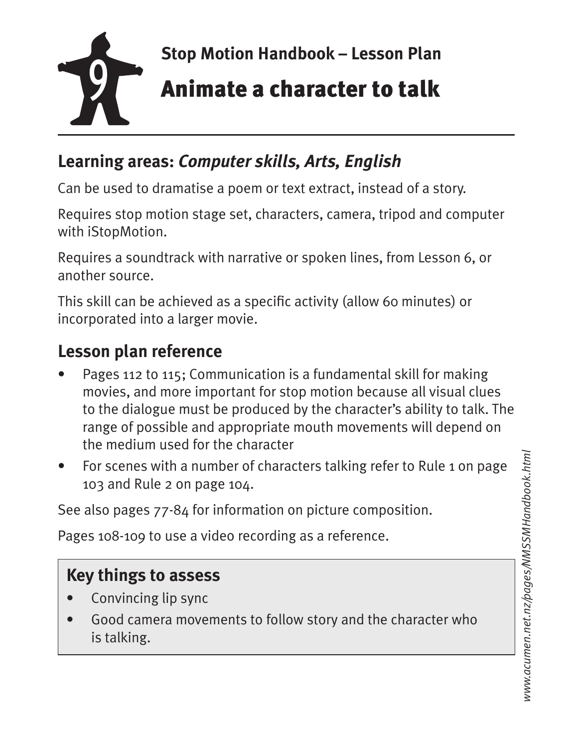Stop Motion Handbook – Lesson Plan

# 9 Animate a character to talk

## Learning areas: *Computer skills, Arts, English*

Can be used to dramatise a poem or text extract, instead of a story.

Requires stop motion stage set, characters, camera, tripod and computer with iStopMotion.

Requires a soundtrack with narrative or spoken lines, from Lesson 6, or another source.

This skill can be achieved as a specific activity (allow 60 minutes) or incorporated into a larger movie.

## Lesson plan reference

- Pages 112 to 115; Communication is a fundamental skill for making movies, and more important for stop motion because all visual clues to the dialogue must be produced by the character's ability to talk. The range of possible and appropriate mouth movements will depend on the medium used for the character
- For scenes with a number of characters talking refer to Rule 1 on page 103 and Rule 2 on page 104.

See also pages 77-84 for information on picture composition.

Pages 108-109 to use a video recording as a reference.

## Key things to assess

- Convincing lip sync
- Good camera movements to follow story and the character who is talking.

www.acumen.net.nz/pages/NMSSMHandbook.html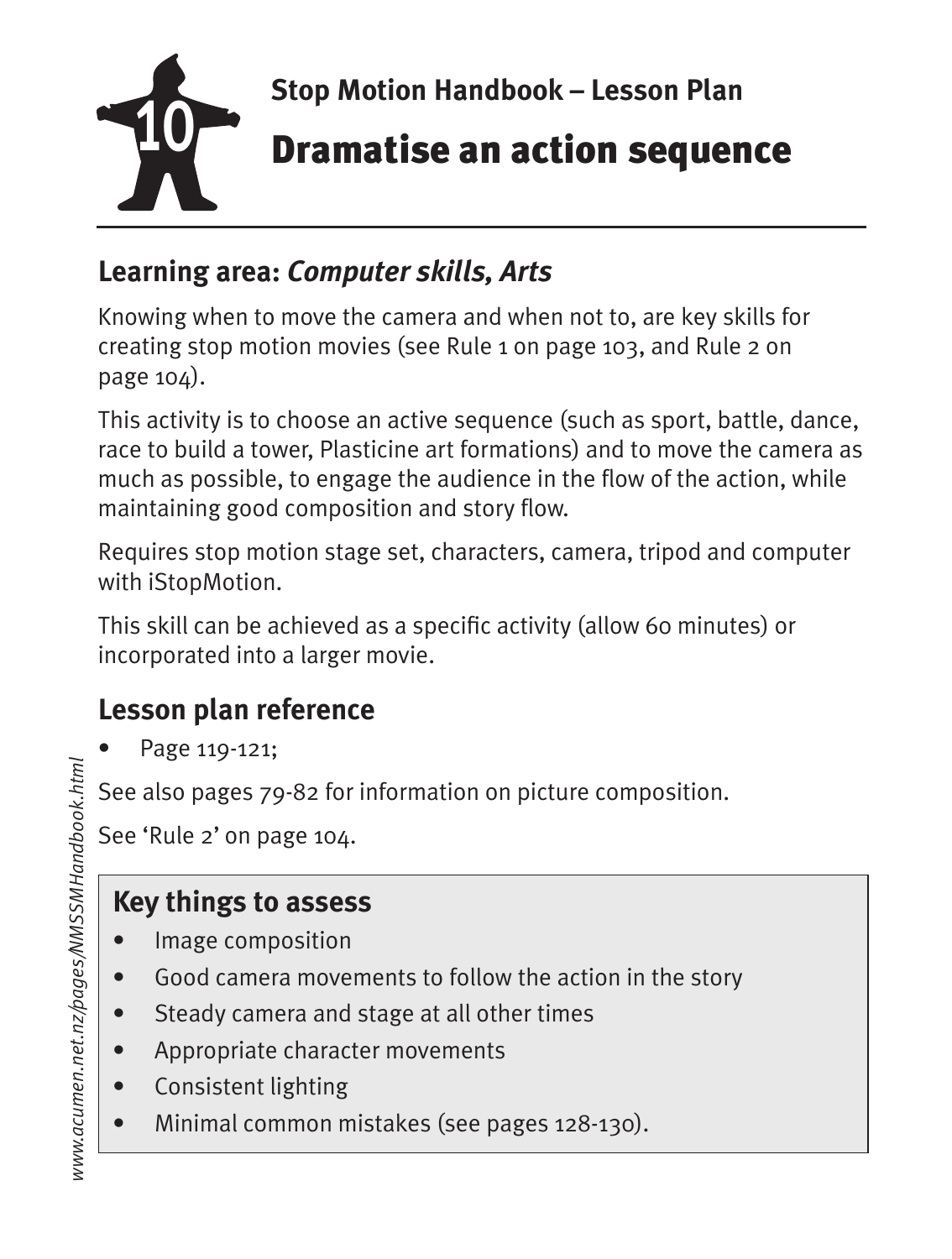**Stop Motion Handbook – Lesson Plan**

# 10 Dramatise an action sequence

## Learning area: *Computer skills, Arts*

Knowing when to move the camera and when not to, are key skills for creating stop motion movies (see Rule 1 on page 103, and Rule 2 on page 104).

This activity is to choose an active sequence (such as sport, battle, dance, race to build a tower, Plasticine art formations) and to move the camera as much as possible, to engage the audience in the flow of the action, while maintaining good composition and story flow.

Requires stop motion stage set, characters, camera, tripod and computer with iStopMotion.

This skill can be achieved as a specific activity (allow 60 minutes) or incorporated into a larger movie.

## Lesson plan reference

- Page 119-121;

See also pages 79-82 for information on picture composition.

See 'Rule 2' on page 104.

### Key things to assess

- Image composition
- Good camera movements to follow the action in the story
- Steady camera and stage at all other times
- Appropriate character movements
- Consistent lighting
- Minimal common mistakes (see pages 128-130).

*www.acumen.net.nz/pages/NMSSMHandbook.html*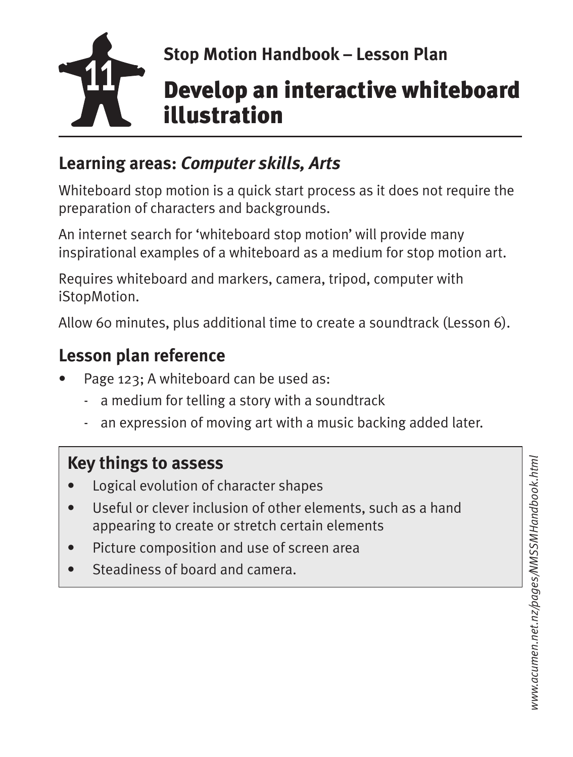Stop Motion Handbook – Lesson Plan

# 11 Develop an interactive whiteboard illustration

## Learning areas: *Computer skills, Arts*

Whiteboard stop motion is a quick start process as it does not require the preparation of characters and backgrounds.

An internet search for 'whiteboard stop motion' will provide many inspirational examples of a whiteboard as a medium for stop motion art.

Requires whiteboard and markers, camera, tripod, computer with iStopMotion.

Allow 60 minutes, plus additional time to create a soundtrack (Lesson 6).

## Lesson plan reference

- Page 123; A whiteboard can be used as:
  - a medium for telling a story with a soundtrack
  - an expression of moving art with a music backing added later.

### Key things to assess

- Logical evolution of character shapes
- Useful or clever inclusion of other elements, such as a hand appearing to create or stretch certain elements
- Picture composition and use of screen area
- Steadiness of board and camera.

*www.acumen.net.nz/pages/NMSSMHandbook.html*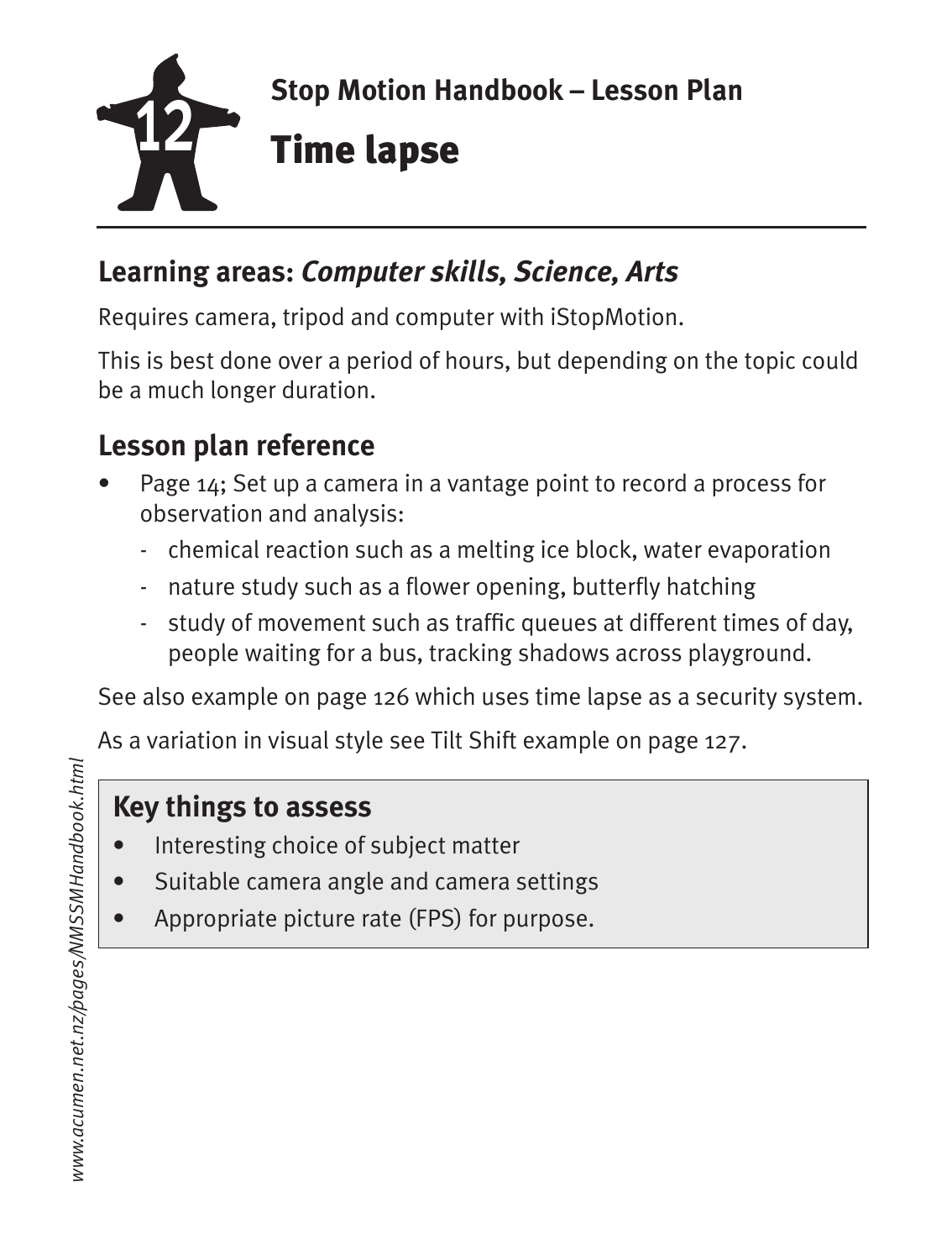Stop Motion Handbook – Lesson Plan

# 12 Time lapse

## Learning areas: *Computer skills, Science, Arts*

Requires camera, tripod and computer with iStopMotion.

This is best done over a period of hours, but depending on the topic could be a much longer duration.

## Lesson plan reference

- Page 14; Set up a camera in a vantage point to record a process for observation and analysis:
  - chemical reaction such as a melting ice block, water evaporation
  - nature study such as a flower opening, butterfly hatching
  - study of movement such as traffic queues at different times of day, people waiting for a bus, tracking shadows across playground.

See also example on page 126 which uses time lapse as a security system.

As a variation in visual style see Tilt Shift example on page 127.

### Key things to assess

- Interesting choice of subject matter
- Suitable camera angle and camera settings
- Appropriate picture rate (FPS) for purpose.

*www.acumen.net.nz/pages/NMSSMHandbook.html*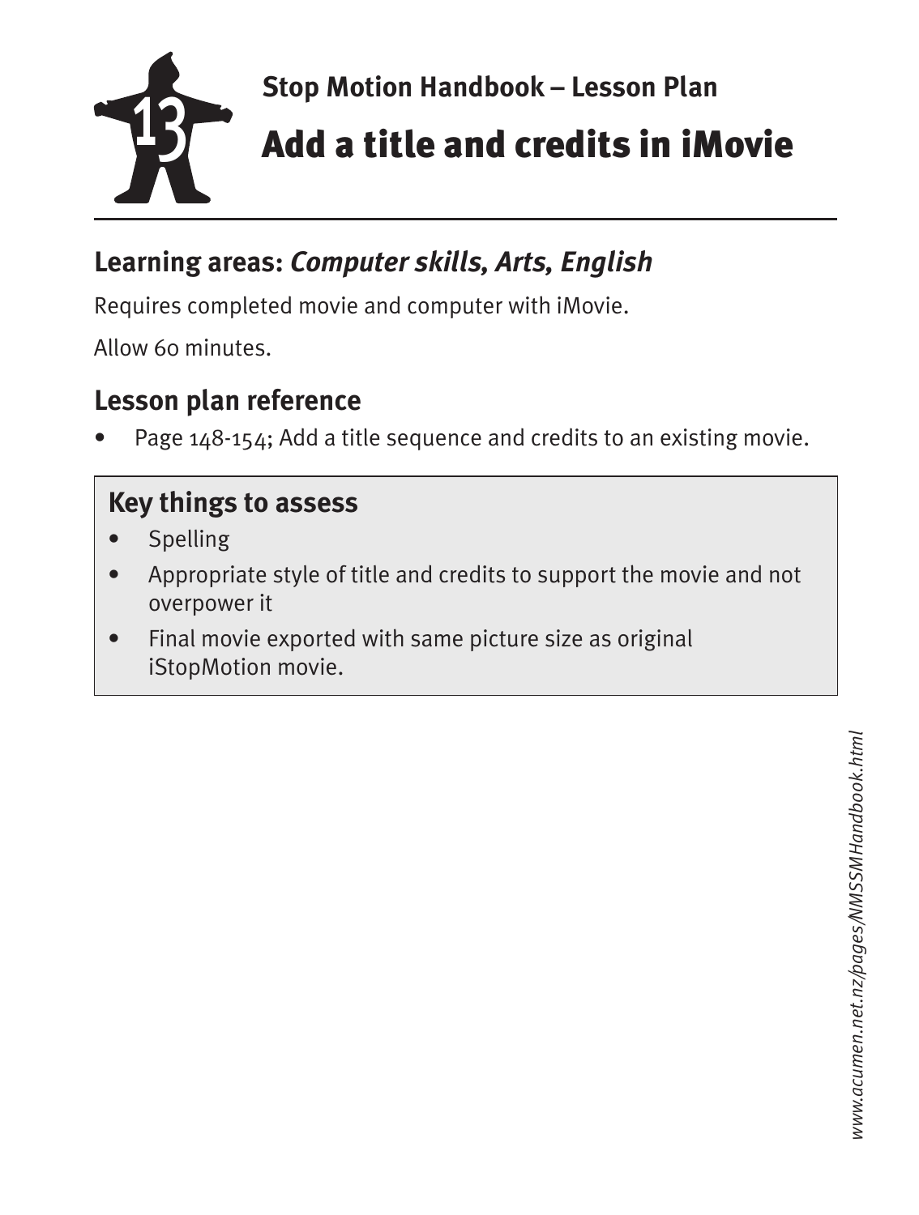Stop Motion Handbook – Lesson Plan

# 13 Add a title and credits in iMovie

## Learning areas: *Computer skills, Arts, English*

Requires completed movie and computer with iMovie.

Allow 60 minutes.

## Lesson plan reference

- Page 148-154; Add a title sequence and credits to an existing movie.

### Key things to assess

- Spelling
- Appropriate style of title and credits to support the movie and not overpower it
- Final movie exported with same picture size as original iStopMotion movie.

*www.acumen.net.nz/pages/NMSSMHandbook.html*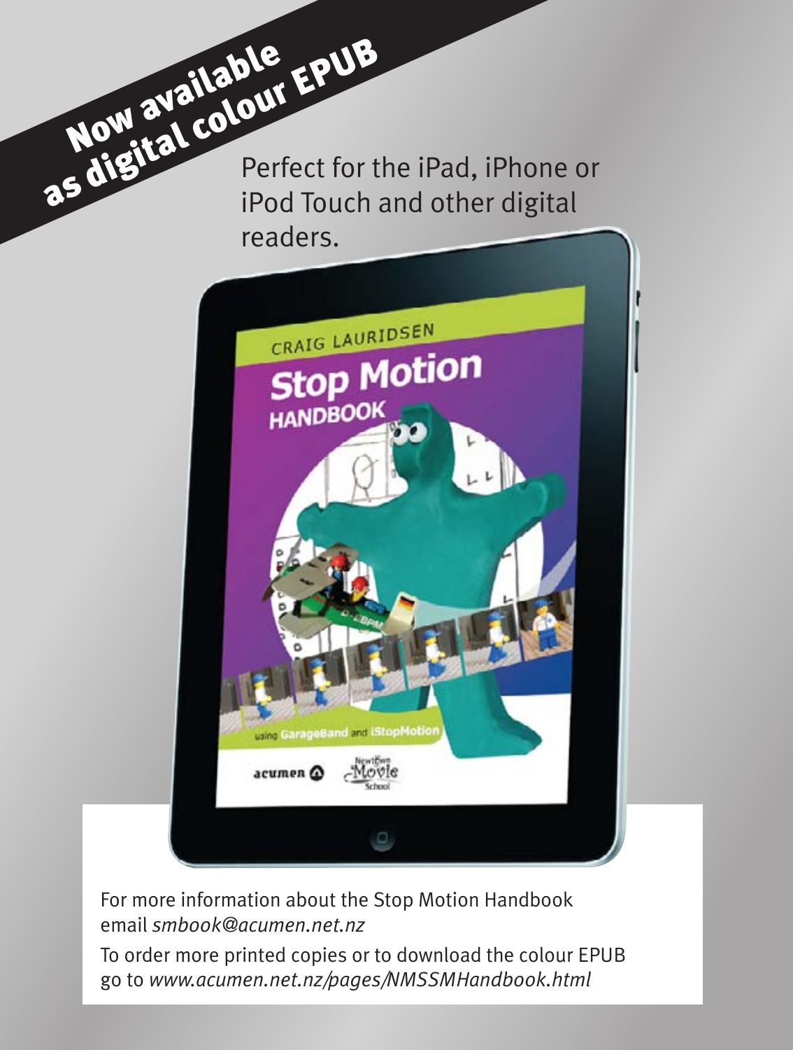**Now available as digital colour EPUB**

Perfect for the iPad, iPhone or iPod Touch and other digital readers.

For more information about the Stop Motion Handbook email *smbook@acumen.net.nz*

To order more printed copies or to download the colour EPUB go to *www.acumen.net.nz/pages/NMSSMHandbook.html*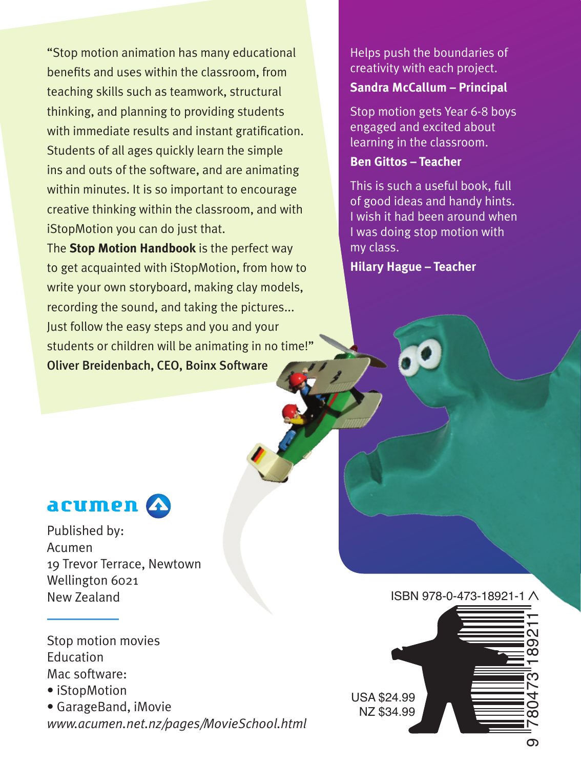"Stop motion animation has many educational benefits and uses within the classroom, from teaching skills such as teamwork, structural thinking, and planning to providing students with immediate results and instant gratification. Students of all ages quickly learn the simple ins and outs of the software, and are animating within minutes. It is so important to encourage creative thinking within the classroom, and with iStopMotion you can do just that.
The **Stop Motion Handbook** is the perfect way to get acquainted with iStopMotion, from how to write your own storyboard, making clay models, recording the sound, and taking the pictures... Just follow the easy steps and you and your students or children will be animating in no time!"
**Oliver Breidenbach, CEO, Boinx Software**

Helps push the boundaries of creativity with each project.
**Sandra McCallum – Principal**

Stop motion gets Year 6-8 boys engaged and excited about learning in the classroom.
**Ben Gittos – Teacher**

This is such a useful book, full of good ideas and handy hints. I wish it had been around when I was doing stop motion with my class.
**Hilary Hague – Teacher**

acumen

Published by:
Acumen
19 Trevor Terrace, Newtown
Wellington 6021
New Zealand

Stop motion movies
Education
Mac software:
- iStopMotion
- GarageBand, iMovie

*www.acumen.net.nz/pages/MovieSchool.html*

ISBN 978-0-473-18921-1

USA $24.99
NZ $34.99

9 780473 189211